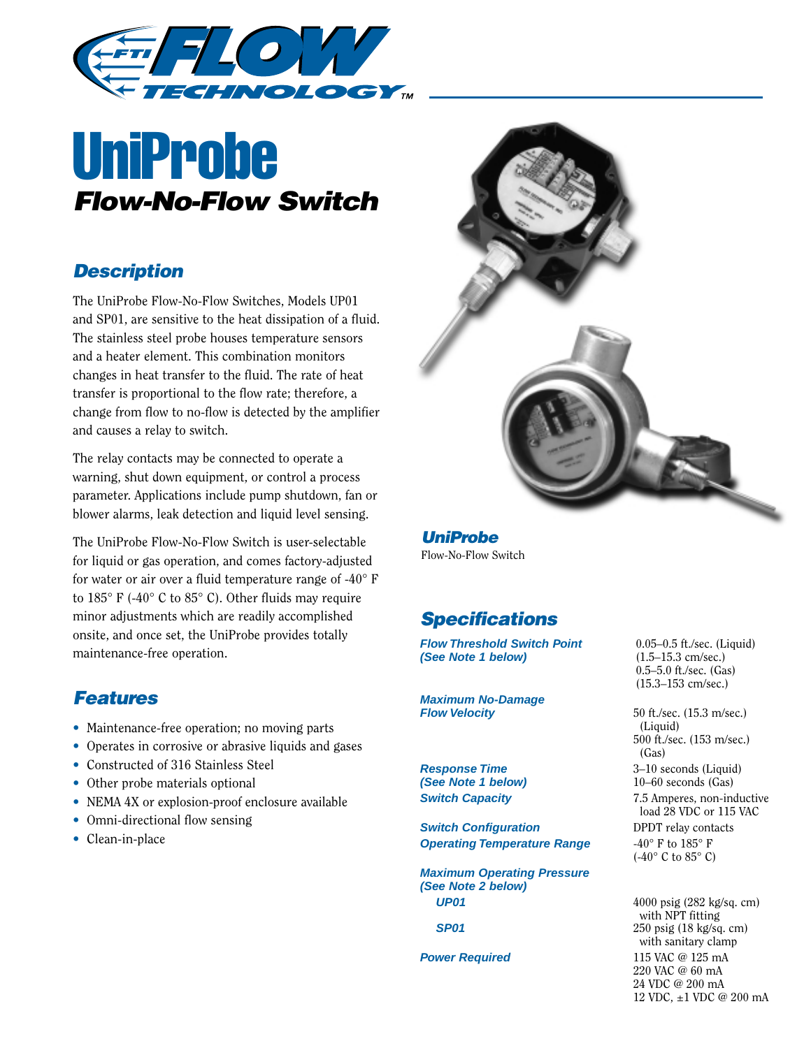# UniProbe

## *Flow-No-Flow Switch*

## *Description*

The UniProbe Flow-No-Flow Switches, Models UP01 and SP01, are sensitive to the heat dissipation of a fluid. The stainless steel probe houses temperature sensors and a heater element. This combination monitors changes in heat transfer to the fluid. The rate of heat transfer is proportional to the flow rate; therefore, a change from flow to no-flow is detected by the amplifier and causes a relay to switch.

The relay contacts may be connected to operate a warning, shut down equipment, or control a process parameter. Applications include pump shutdown, fan or blower alarms, leak detection and liquid level sensing.

The UniProbe Flow-No-Flow Switch is user-selectable for liquid or gas operation, and comes factory-adjusted for water or air over a fluid temperature range of -40° F to 185° F (-40° C to 85° C). Other fluids may require minor adjustments which are readily accomplished onsite, and once set, the UniProbe provides totally maintenance-free operation.

## *Features*

- Maintenance-free operation; no moving parts
- Operates in corrosive or abrasive liquids and gases
- Constructed of 316 Stainless Steel
- Other probe materials optional
- NEMA 4X or explosion-proof enclosure available
- Omni-directional flow sensing
- Clean-in-place

***UniProbe***
Flow-No-Flow Switch

## *Specifications*

| | |
|---|---|
| ***Flow Threshold Switch Point (See Note 1 below)*** | 0.05–0.5 ft./sec. (Liquid) (1.5–15.3 cm/sec.) 0.5–5.0 ft./sec. (Gas) (15.3–153 cm/sec.) |
| ***Maximum No-Damage Flow Velocity*** | 50 ft./sec. (15.3 m/sec.) (Liquid) 500 ft./sec. (153 m/sec.) (Gas) |
| ***Response Time (See Note 1 below)*** | 3–10 seconds (Liquid) 10–60 seconds (Gas) |
| ***Switch Capacity*** | 7.5 Amperes, non-inductive load 28 VDC or 115 VAC |
| ***Switch Configuration*** | DPDT relay contacts |
| ***Operating Temperature Range*** | -40° F to 185° F (-40° C to 85° C) |
| ***Maximum Operating Pressure (See Note 2 below)*** | |
| ***UP01*** | 4000 psig (282 kg/sq. cm) with NPT fitting |
| ***SP01*** | 250 psig (18 kg/sq. cm) with sanitary clamp |
| ***Power Required*** | 115 VAC @ 125 mA 220 VAC @ 60 mA 24 VDC @ 200 mA 12 VDC, ±1 VDC @ 200 mA |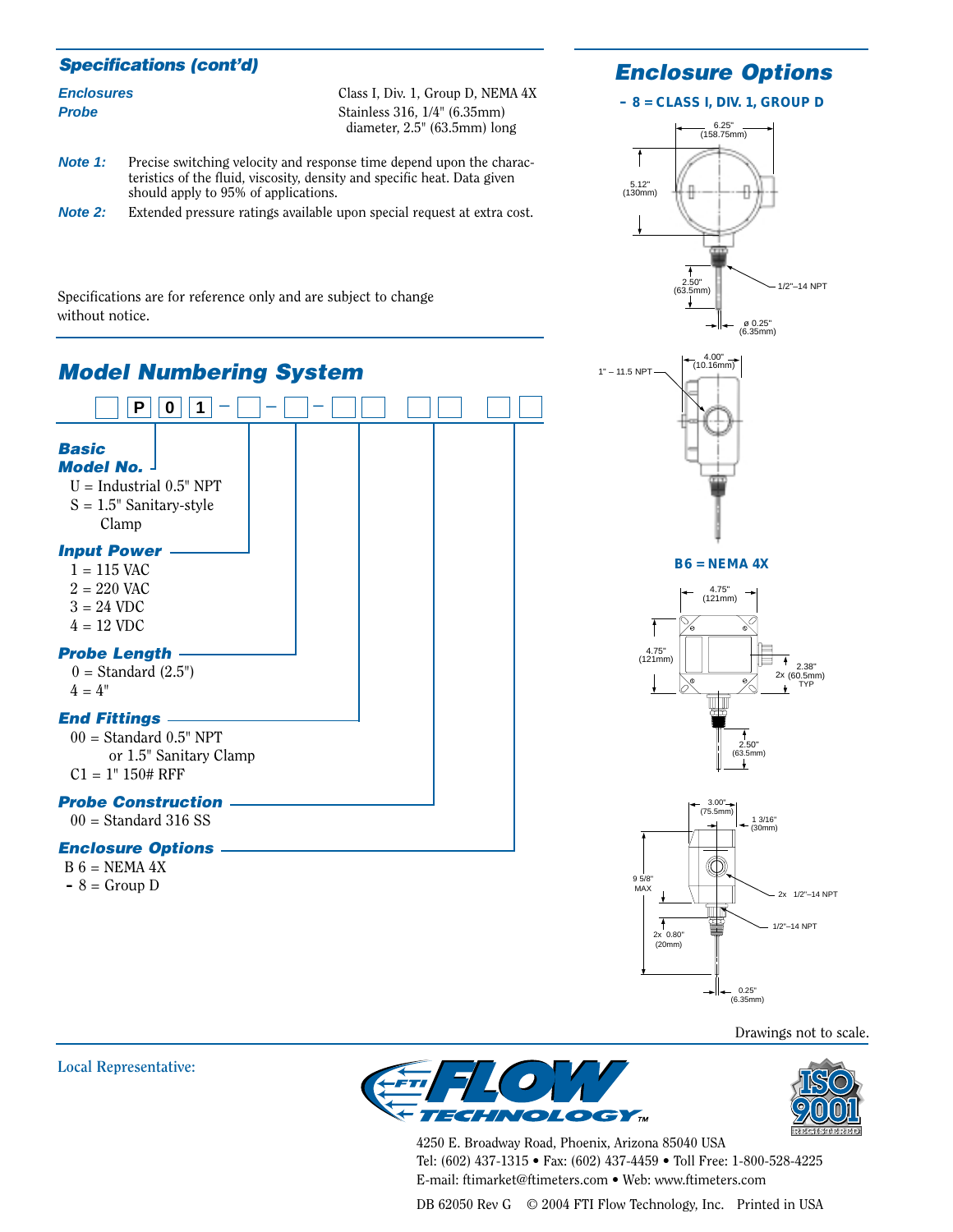## Specifications (cont'd)

| | |
|---|---|
| **Enclosures** | Class I, Div. 1, Group D, NEMA 4X |
| **Probe** | Stainless 316, 1/4" (6.35mm) diameter, 2.5" (63.5mm) long |

**Note 1:** Precise switching velocity and response time depend upon the characteristics of the fluid, viscosity, density and specific heat. Data given should apply to 95% of applications.

**Note 2:** Extended pressure ratings available upon special request at extra cost.

Specifications are for reference only and are subject to change without notice.

## Model Numbering System

☐ P 0 1 – ☐ – ☐ – ☐☐ ☐☐ ☐☐

**Basic Model No.**
- U = Industrial 0.5" NPT
- S = 1.5" Sanitary-style Clamp

**Input Power**
- 1 = 115 VAC
- 2 = 220 VAC
- 3 = 24 VDC
- 4 = 12 VDC

**Probe Length**
- 0 = Standard (2.5")
- 4 = 4"

**End Fittings**
- 00 = Standard 0.5" NPT or 1.5" Sanitary Clamp
- C1 = 1" 150# RFF

**Probe Construction**
- 00 = Standard 316 SS

**Enclosure Options**
- B 6 = NEMA 4X
- \- 8 = Group D

## Enclosure Options

**- 8 = CLASS I, DIV. 1, GROUP D**

6.25" (158.75mm)
5.12" (130mm)
2.50" (63.5mm)
1/2"–14 NPT
ø 0.25" (6.35mm)
1" – 11.5 NPT
4.00" (10.16mm)

**B6 = NEMA 4X**

4.75" (121mm)
4.75" (121mm)
2x 2.38" (60.5mm) TYP
2.50" (63.5mm)

3.00" (75.5mm)
1 3/16" (30mm)
9 5/8" MAX
2x 1/2"–14 NPT
1/2"–14 NPT
2x 0.80" (20mm)
0.25" (6.35mm)

Drawings not to scale.

Local Representative:

FTI FLOW TECHNOLOGY™

ISO 9001 REGISTERED

4250 E. Broadway Road, Phoenix, Arizona 85040 USA
Tel: (602) 437-1315 • Fax: (602) 437-4459 • Toll Free: 1-800-528-4225
E-mail: ftimarket@ftimeters.com • Web: www.ftimeters.com

DB 62050 Rev G © 2004 FTI Flow Technology, Inc. Printed in USA